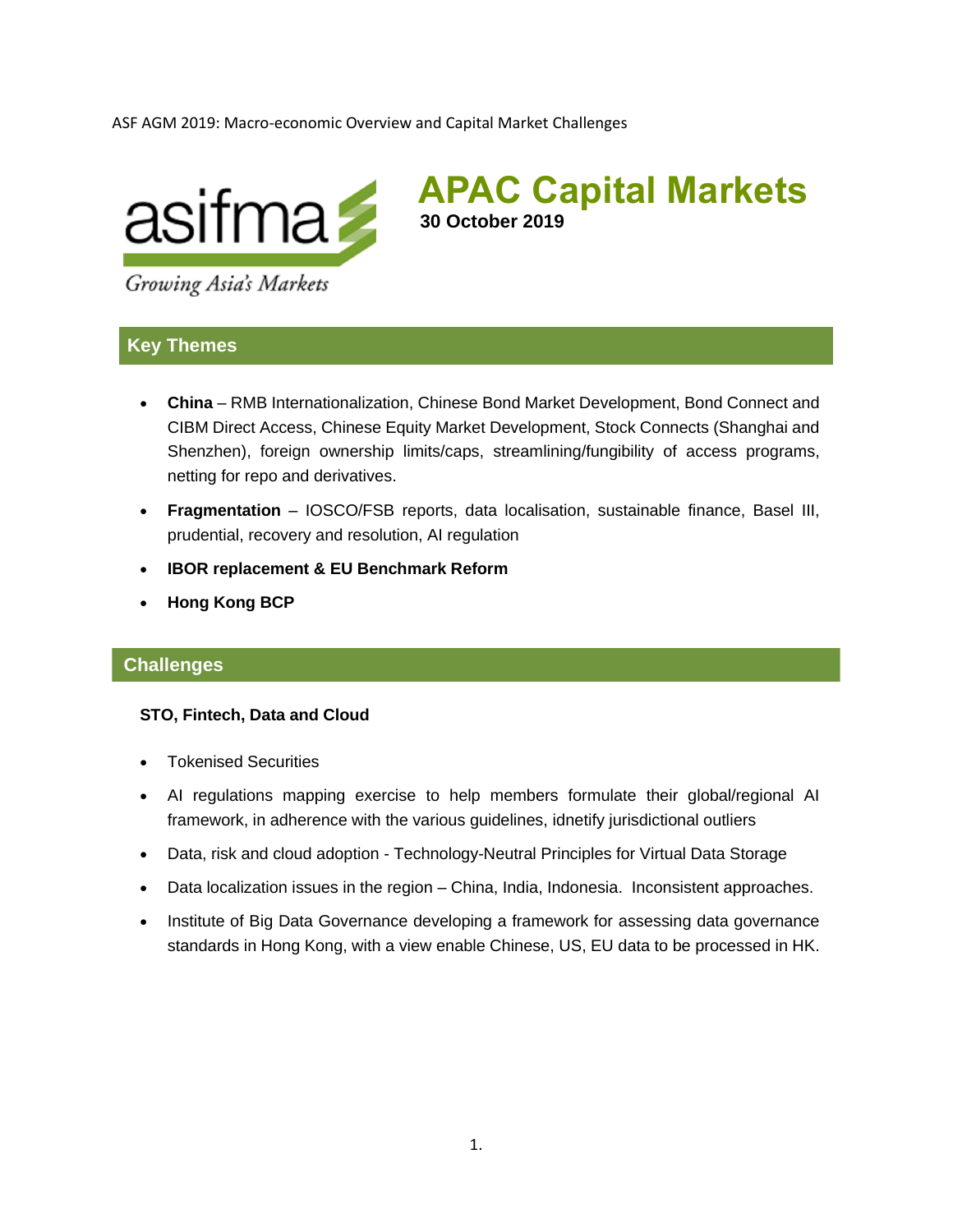ASF AGM 2019: Macro-economic Overview and Capital Market Challenges

asifma

*Growing Asia's Markets*

# APAC Capital Markets

**30 October 2019**

## Key Themes

- **China** – RMB Internationalization, Chinese Bond Market Development, Bond Connect and CIBM Direct Access, Chinese Equity Market Development, Stock Connects (Shanghai and Shenzhen), foreign ownership limits/caps, streamlining/fungibility of access programs, netting for repo and derivatives.
- **Fragmentation** – IOSCO/FSB reports, data localisation, sustainable finance, Basel III, prudential, recovery and resolution, AI regulation
- **IBOR replacement & EU Benchmark Reform**
- **Hong Kong BCP**

## Challenges

### STO, Fintech, Data and Cloud

- Tokenised Securities
- AI regulations mapping exercise to help members formulate their global/regional AI framework, in adherence with the various guidelines, idnetify jurisdictional outliers
- Data, risk and cloud adoption - Technology-Neutral Principles for Virtual Data Storage
- Data localization issues in the region – China, India, Indonesia. Inconsistent approaches.
- Institute of Big Data Governance developing a framework for assessing data governance standards in Hong Kong, with a view enable Chinese, US, EU data to be processed in HK.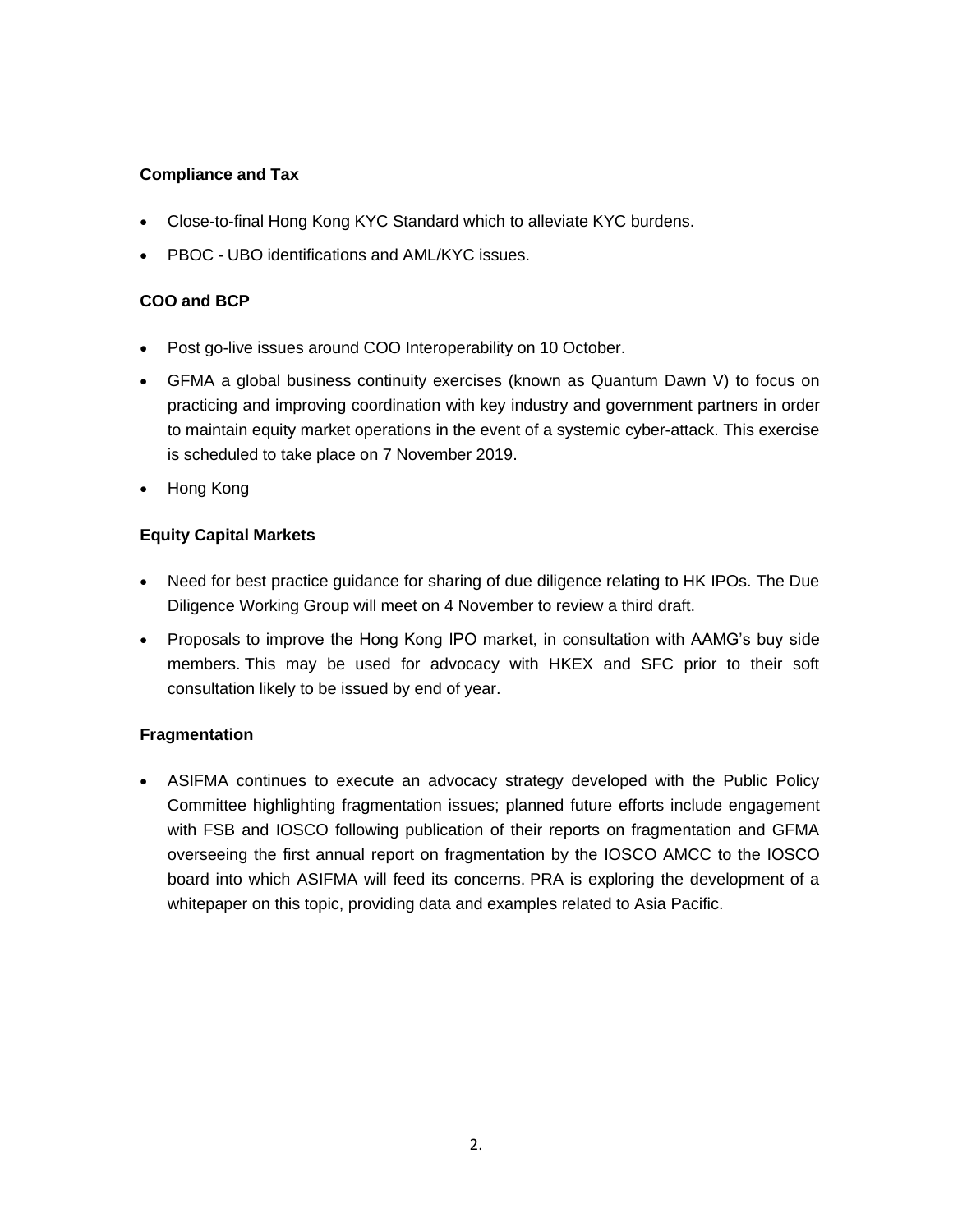**Compliance and Tax**

- Close-to-final Hong Kong KYC Standard which to alleviate KYC burdens.
- PBOC - UBO identifications and AML/KYC issues.

**COO and BCP**

- Post go-live issues around COO Interoperability on 10 October.
- GFMA a global business continuity exercises (known as Quantum Dawn V) to focus on practicing and improving coordination with key industry and government partners in order to maintain equity market operations in the event of a systemic cyber-attack. This exercise is scheduled to take place on 7 November 2019.
- Hong Kong

**Equity Capital Markets**

- Need for best practice guidance for sharing of due diligence relating to HK IPOs. The Due Diligence Working Group will meet on 4 November to review a third draft.
- Proposals to improve the Hong Kong IPO market, in consultation with AAMG's buy side members. This may be used for advocacy with HKEX and SFC prior to their soft consultation likely to be issued by end of year.

**Fragmentation**

- ASIFMA continues to execute an advocacy strategy developed with the Public Policy Committee highlighting fragmentation issues; planned future efforts include engagement with FSB and IOSCO following publication of their reports on fragmentation and GFMA overseeing the first annual report on fragmentation by the IOSCO AMCC to the IOSCO board into which ASIFMA will feed its concerns. PRA is exploring the development of a whitepaper on this topic, providing data and examples related to Asia Pacific.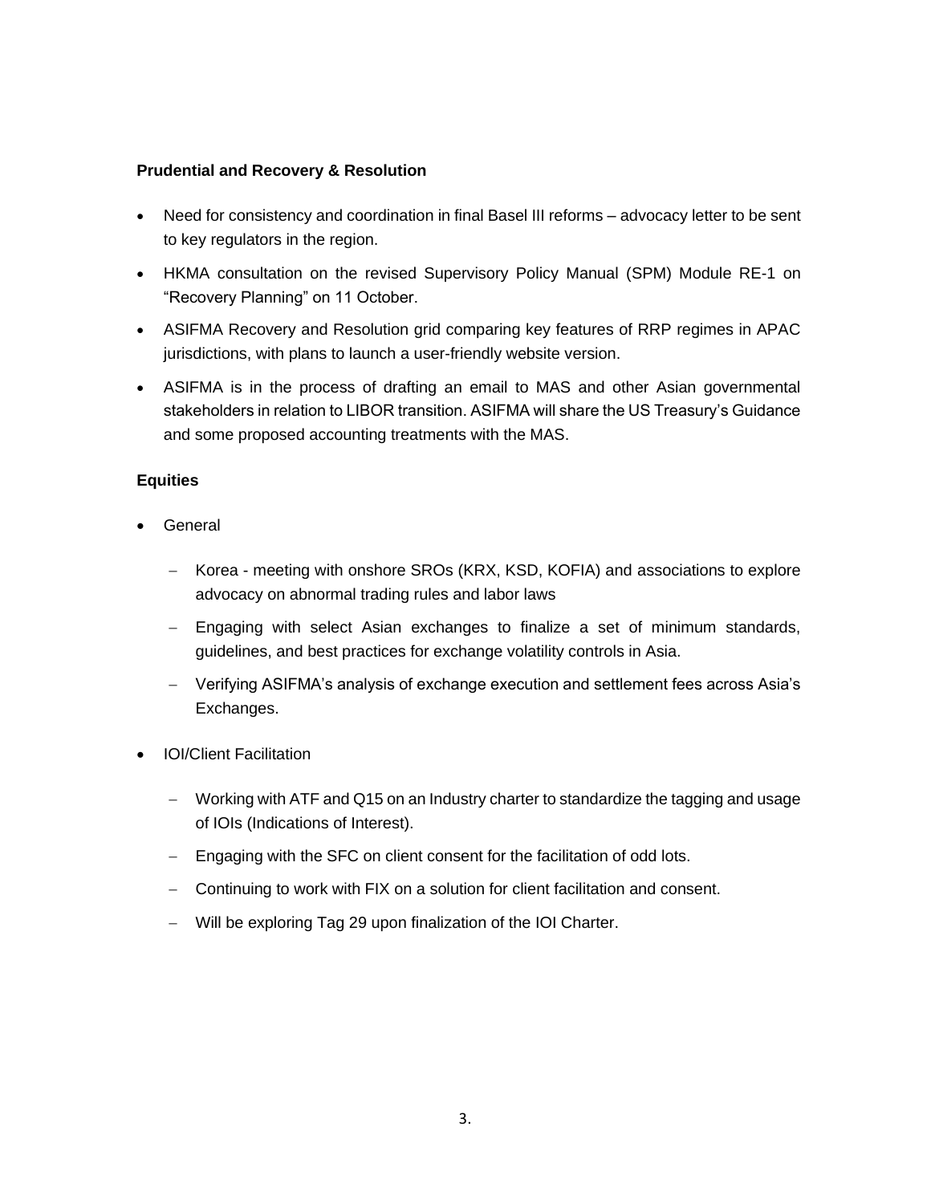**Prudential and Recovery & Resolution**

- Need for consistency and coordination in final Basel III reforms – advocacy letter to be sent to key regulators in the region.
- HKMA consultation on the revised Supervisory Policy Manual (SPM) Module RE-1 on "Recovery Planning" on 11 October.
- ASIFMA Recovery and Resolution grid comparing key features of RRP regimes in APAC jurisdictions, with plans to launch a user-friendly website version.
- ASIFMA is in the process of drafting an email to MAS and other Asian governmental stakeholders in relation to LIBOR transition. ASIFMA will share the US Treasury's Guidance and some proposed accounting treatments with the MAS.

**Equities**

- General
  - Korea - meeting with onshore SROs (KRX, KSD, KOFIA) and associations to explore advocacy on abnormal trading rules and labor laws
  - Engaging with select Asian exchanges to finalize a set of minimum standards, guidelines, and best practices for exchange volatility controls in Asia.
  - Verifying ASIFMA's analysis of exchange execution and settlement fees across Asia's Exchanges.
- IOI/Client Facilitation
  - Working with ATF and Q15 on an Industry charter to standardize the tagging and usage of IOIs (Indications of Interest).
  - Engaging with the SFC on client consent for the facilitation of odd lots.
  - Continuing to work with FIX on a solution for client facilitation and consent.
  - Will be exploring Tag 29 upon finalization of the IOI Charter.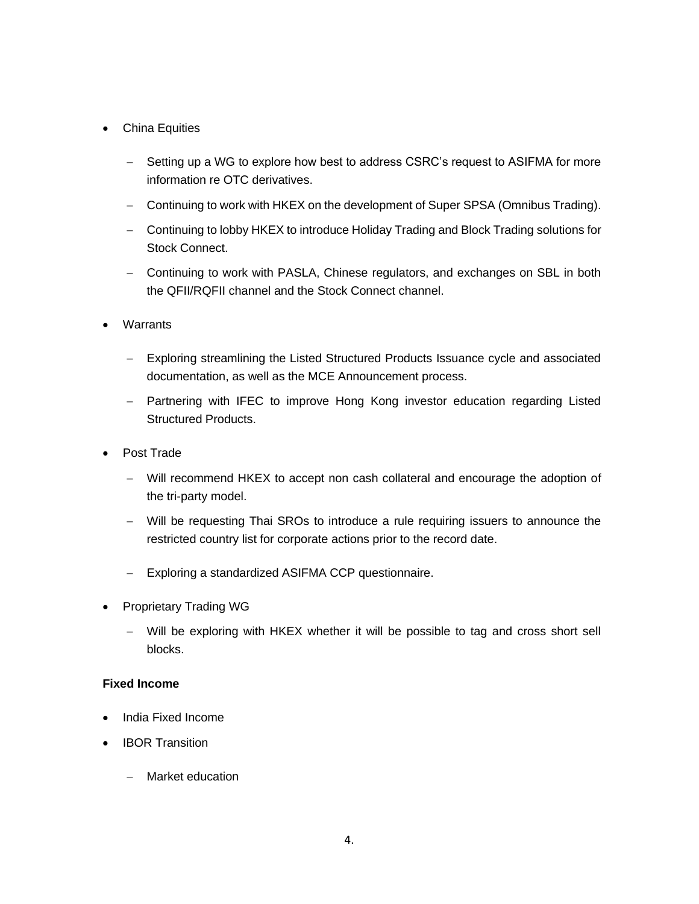- China Equities
  - Setting up a WG to explore how best to address CSRC's request to ASIFMA for more information re OTC derivatives.
  - Continuing to work with HKEX on the development of Super SPSA (Omnibus Trading).
  - Continuing to lobby HKEX to introduce Holiday Trading and Block Trading solutions for Stock Connect.
  - Continuing to work with PASLA, Chinese regulators, and exchanges on SBL in both the QFII/RQFII channel and the Stock Connect channel.
- Warrants
  - Exploring streamlining the Listed Structured Products Issuance cycle and associated documentation, as well as the MCE Announcement process.
  - Partnering with IFEC to improve Hong Kong investor education regarding Listed Structured Products.
- Post Trade
  - Will recommend HKEX to accept non cash collateral and encourage the adoption of the tri-party model.
  - Will be requesting Thai SROs to introduce a rule requiring issuers to announce the restricted country list for corporate actions prior to the record date.
  - Exploring a standardized ASIFMA CCP questionnaire.
- Proprietary Trading WG
  - Will be exploring with HKEX whether it will be possible to tag and cross short sell blocks.

**Fixed Income**

- India Fixed Income
- IBOR Transition
  - Market education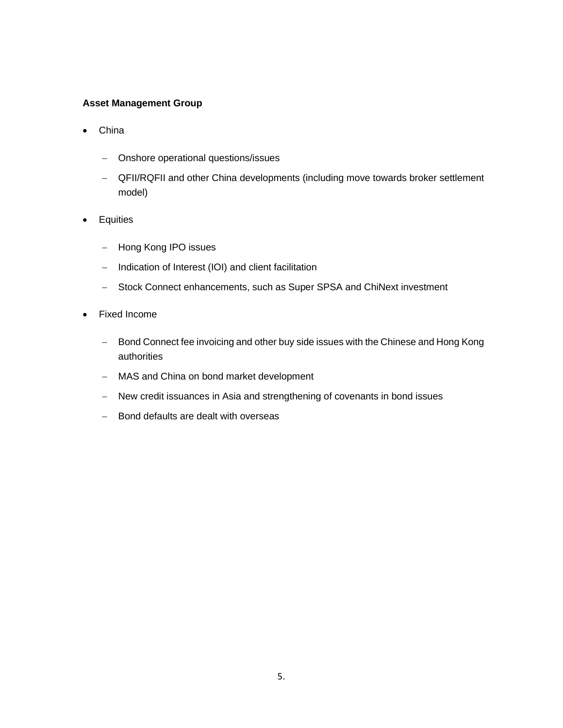**Asset Management Group**

- China
  - Onshore operational questions/issues
  - QFII/RQFII and other China developments (including move towards broker settlement model)
- Equities
  - Hong Kong IPO issues
  - Indication of Interest (IOI) and client facilitation
  - Stock Connect enhancements, such as Super SPSA and ChiNext investment
- Fixed Income
  - Bond Connect fee invoicing and other buy side issues with the Chinese and Hong Kong authorities
  - MAS and China on bond market development
  - New credit issuances in Asia and strengthening of covenants in bond issues
  - Bond defaults are dealt with overseas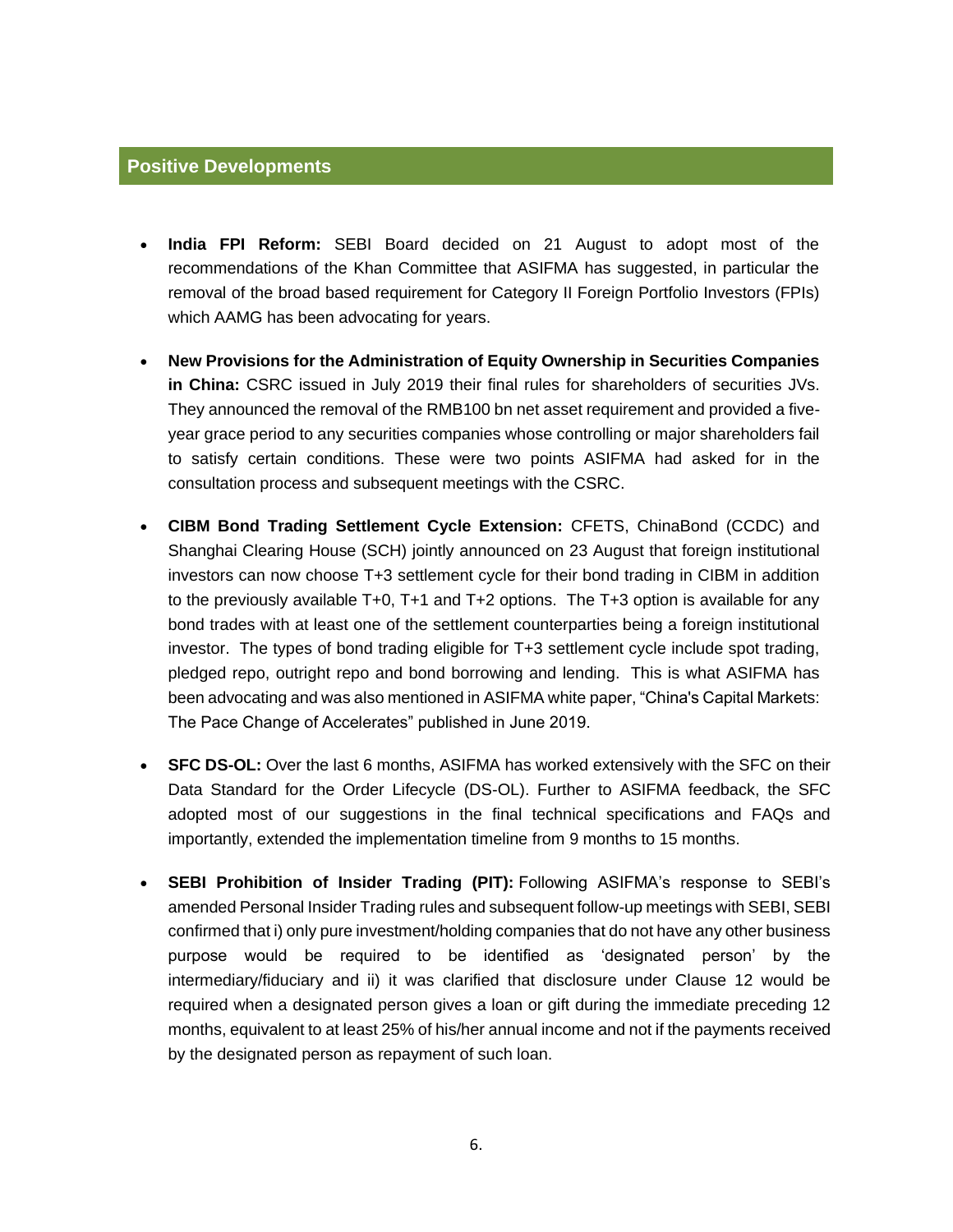## Positive Developments

- **India FPI Reform:** SEBI Board decided on 21 August to adopt most of the recommendations of the Khan Committee that ASIFMA has suggested, in particular the removal of the broad based requirement for Category II Foreign Portfolio Investors (FPIs) which AAMG has been advocating for years.

- **New Provisions for the Administration of Equity Ownership in Securities Companies in China:** CSRC issued in July 2019 their final rules for shareholders of securities JVs. They announced the removal of the RMB100 bn net asset requirement and provided a five-year grace period to any securities companies whose controlling or major shareholders fail to satisfy certain conditions. These were two points ASIFMA had asked for in the consultation process and subsequent meetings with the CSRC.

- **CIBM Bond Trading Settlement Cycle Extension:** CFETS, ChinaBond (CCDC) and Shanghai Clearing House (SCH) jointly announced on 23 August that foreign institutional investors can now choose T+3 settlement cycle for their bond trading in CIBM in addition to the previously available T+0, T+1 and T+2 options. The T+3 option is available for any bond trades with at least one of the settlement counterparties being a foreign institutional investor. The types of bond trading eligible for T+3 settlement cycle include spot trading, pledged repo, outright repo and bond borrowing and lending. This is what ASIFMA has been advocating and was also mentioned in ASIFMA white paper, "China's Capital Markets: The Pace Change of Accelerates" published in June 2019.

- **SFC DS-OL:** Over the last 6 months, ASIFMA has worked extensively with the SFC on their Data Standard for the Order Lifecycle (DS-OL). Further to ASIFMA feedback, the SFC adopted most of our suggestions in the final technical specifications and FAQs and importantly, extended the implementation timeline from 9 months to 15 months.

- **SEBI Prohibition of Insider Trading (PIT):** Following ASIFMA's response to SEBI's amended Personal Insider Trading rules and subsequent follow-up meetings with SEBI, SEBI confirmed that i) only pure investment/holding companies that do not have any other business purpose would be required to be identified as 'designated person' by the intermediary/fiduciary and ii) it was clarified that disclosure under Clause 12 would be required when a designated person gives a loan or gift during the immediate preceding 12 months, equivalent to at least 25% of his/her annual income and not if the payments received by the designated person as repayment of such loan.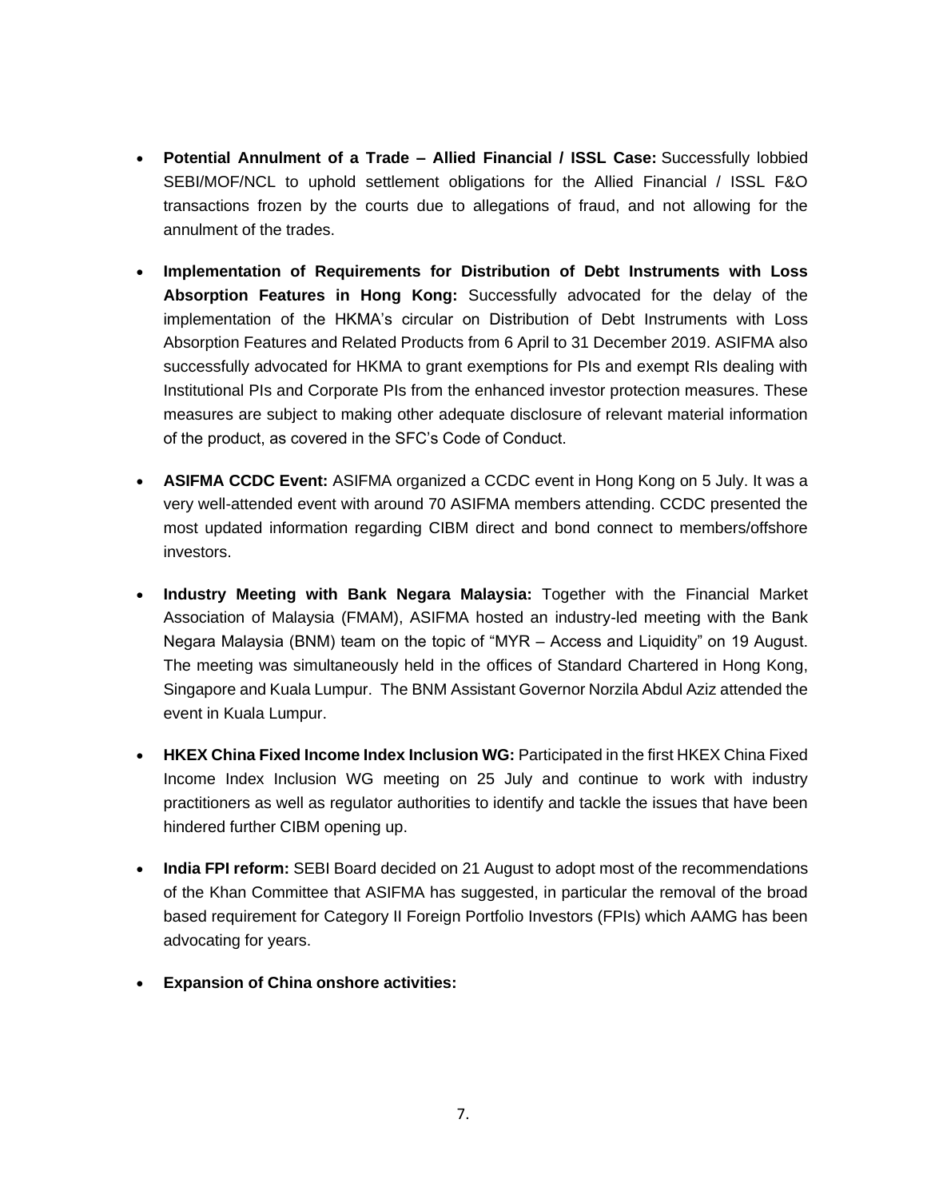- **Potential Annulment of a Trade – Allied Financial / ISSL Case:** Successfully lobbied SEBI/MOF/NCL to uphold settlement obligations for the Allied Financial / ISSL F&O transactions frozen by the courts due to allegations of fraud, and not allowing for the annulment of the trades.

- **Implementation of Requirements for Distribution of Debt Instruments with Loss Absorption Features in Hong Kong:** Successfully advocated for the delay of the implementation of the HKMA's circular on Distribution of Debt Instruments with Loss Absorption Features and Related Products from 6 April to 31 December 2019. ASIFMA also successfully advocated for HKMA to grant exemptions for PIs and exempt RIs dealing with Institutional PIs and Corporate PIs from the enhanced investor protection measures. These measures are subject to making other adequate disclosure of relevant material information of the product, as covered in the SFC's Code of Conduct.

- **ASIFMA CCDC Event:** ASIFMA organized a CCDC event in Hong Kong on 5 July. It was a very well-attended event with around 70 ASIFMA members attending. CCDC presented the most updated information regarding CIBM direct and bond connect to members/offshore investors.

- **Industry Meeting with Bank Negara Malaysia:** Together with the Financial Market Association of Malaysia (FMAM), ASIFMA hosted an industry-led meeting with the Bank Negara Malaysia (BNM) team on the topic of "MYR – Access and Liquidity" on 19 August. The meeting was simultaneously held in the offices of Standard Chartered in Hong Kong, Singapore and Kuala Lumpur. The BNM Assistant Governor Norzila Abdul Aziz attended the event in Kuala Lumpur.

- **HKEX China Fixed Income Index Inclusion WG:** Participated in the first HKEX China Fixed Income Index Inclusion WG meeting on 25 July and continue to work with industry practitioners as well as regulator authorities to identify and tackle the issues that have been hindered further CIBM opening up.

- **India FPI reform:** SEBI Board decided on 21 August to adopt most of the recommendations of the Khan Committee that ASIFMA has suggested, in particular the removal of the broad based requirement for Category II Foreign Portfolio Investors (FPIs) which AAMG has been advocating for years.

- **Expansion of China onshore activities:**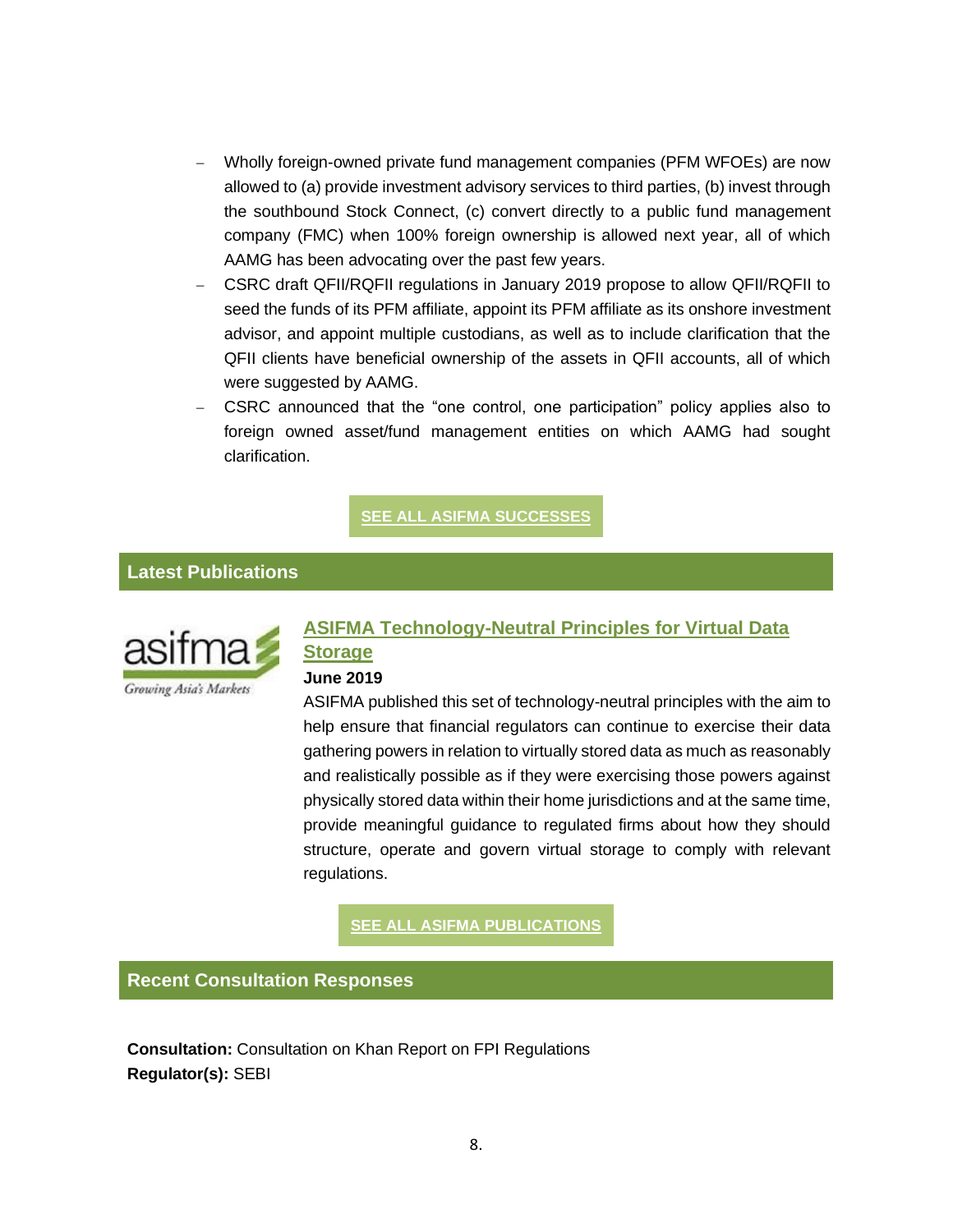- Wholly foreign-owned private fund management companies (PFM WFOEs) are now allowed to (a) provide investment advisory services to third parties, (b) invest through the southbound Stock Connect, (c) convert directly to a public fund management company (FMC) when 100% foreign ownership is allowed next year, all of which AAMG has been advocating over the past few years.
- CSRC draft QFII/RQFII regulations in January 2019 propose to allow QFII/RQFII to seed the funds of its PFM affiliate, appoint its PFM affiliate as its onshore investment advisor, and appoint multiple custodians, as well as to include clarification that the QFII clients have beneficial ownership of the assets in QFII accounts, all of which were suggested by AAMG.
- CSRC announced that the "one control, one participation" policy applies also to foreign owned asset/fund management entities on which AAMG had sought clarification.

**SEE ALL ASIFMA SUCCESSES**

## Latest Publications

### ASIFMA Technology-Neutral Principles for Virtual Data Storage

**June 2019**

ASIFMA published this set of technology-neutral principles with the aim to help ensure that financial regulators can continue to exercise their data gathering powers in relation to virtually stored data as much as reasonably and realistically possible as if they were exercising those powers against physically stored data within their home jurisdictions and at the same time, provide meaningful guidance to regulated firms about how they should structure, operate and govern virtual storage to comply with relevant regulations.

**SEE ALL ASIFMA PUBLICATIONS**

## Recent Consultation Responses

**Consultation:** Consultation on Khan Report on FPI Regulations
**Regulator(s):** SEBI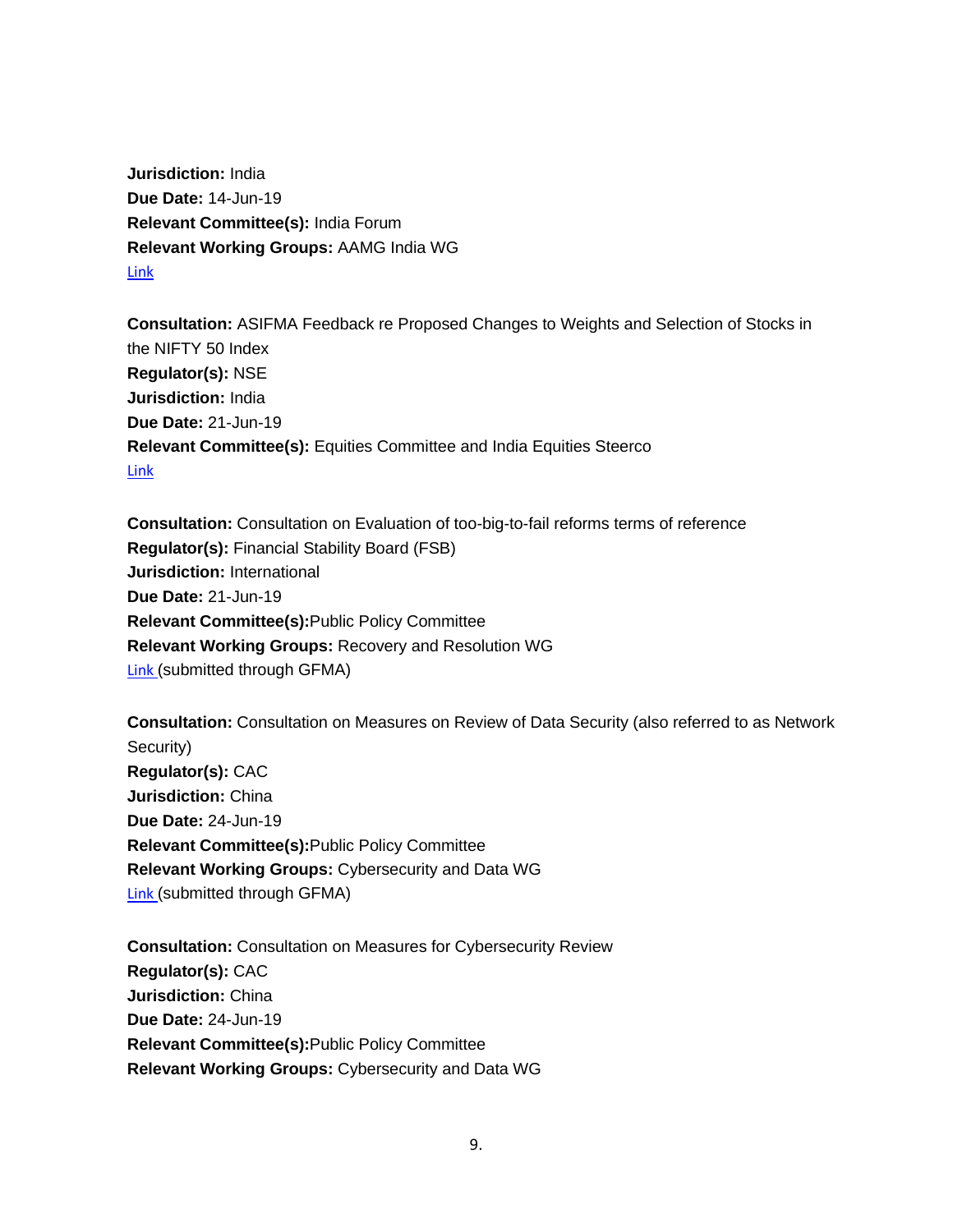**Jurisdiction:** India
**Due Date:** 14-Jun-19
**Relevant Committee(s):** India Forum
**Relevant Working Groups:** AAMG India WG
Link

**Consultation:** ASIFMA Feedback re Proposed Changes to Weights and Selection of Stocks in the NIFTY 50 Index
**Regulator(s):** NSE
**Jurisdiction:** India
**Due Date:** 21-Jun-19
**Relevant Committee(s):** Equities Committee and India Equities Steerco
Link

**Consultation:** Consultation on Evaluation of too-big-to-fail reforms terms of reference
**Regulator(s):** Financial Stability Board (FSB)
**Jurisdiction:** International
**Due Date:** 21-Jun-19
**Relevant Committee(s):**Public Policy Committee
**Relevant Working Groups:** Recovery and Resolution WG
Link (submitted through GFMA)

**Consultation:** Consultation on Measures on Review of Data Security (also referred to as Network Security)
**Regulator(s):** CAC
**Jurisdiction:** China
**Due Date:** 24-Jun-19
**Relevant Committee(s):**Public Policy Committee
**Relevant Working Groups:** Cybersecurity and Data WG
Link (submitted through GFMA)

**Consultation:** Consultation on Measures for Cybersecurity Review
**Regulator(s):** CAC
**Jurisdiction:** China
**Due Date:** 24-Jun-19
**Relevant Committee(s):**Public Policy Committee
**Relevant Working Groups:** Cybersecurity and Data WG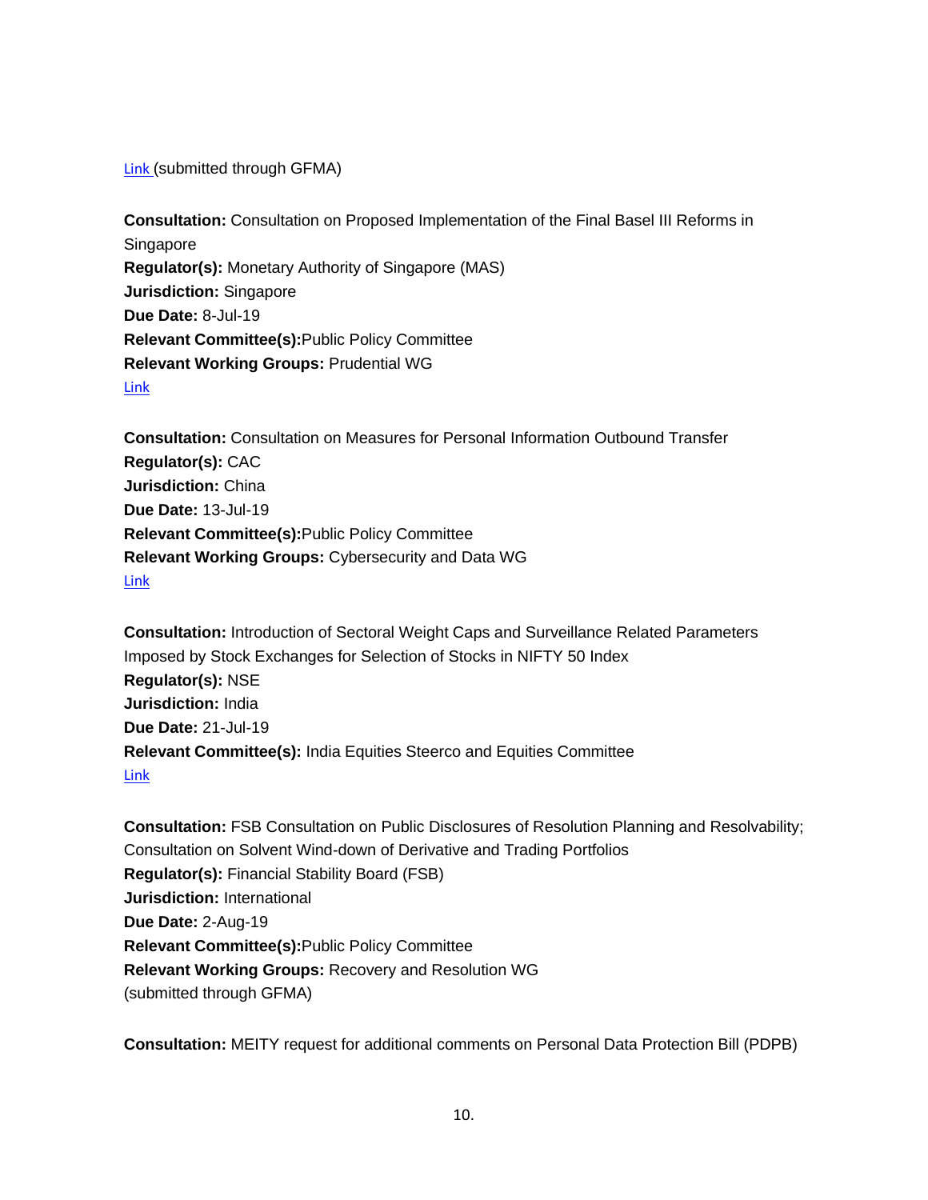Link (submitted through GFMA)

**Consultation:** Consultation on Proposed Implementation of the Final Basel III Reforms in Singapore
**Regulator(s):** Monetary Authority of Singapore (MAS)
**Jurisdiction:** Singapore
**Due Date:** 8-Jul-19
**Relevant Committee(s):** Public Policy Committee
**Relevant Working Groups:** Prudential WG
Link

**Consultation:** Consultation on Measures for Personal Information Outbound Transfer
**Regulator(s):** CAC
**Jurisdiction:** China
**Due Date:** 13-Jul-19
**Relevant Committee(s):** Public Policy Committee
**Relevant Working Groups:** Cybersecurity and Data WG
Link

**Consultation:** Introduction of Sectoral Weight Caps and Surveillance Related Parameters Imposed by Stock Exchanges for Selection of Stocks in NIFTY 50 Index
**Regulator(s):** NSE
**Jurisdiction:** India
**Due Date:** 21-Jul-19
**Relevant Committee(s):** India Equities Steerco and Equities Committee
Link

**Consultation:** FSB Consultation on Public Disclosures of Resolution Planning and Resolvability; Consultation on Solvent Wind-down of Derivative and Trading Portfolios
**Regulator(s):** Financial Stability Board (FSB)
**Jurisdiction:** International
**Due Date:** 2-Aug-19
**Relevant Committee(s):** Public Policy Committee
**Relevant Working Groups:** Recovery and Resolution WG
(submitted through GFMA)

**Consultation:** MEITY request for additional comments on Personal Data Protection Bill (PDPB)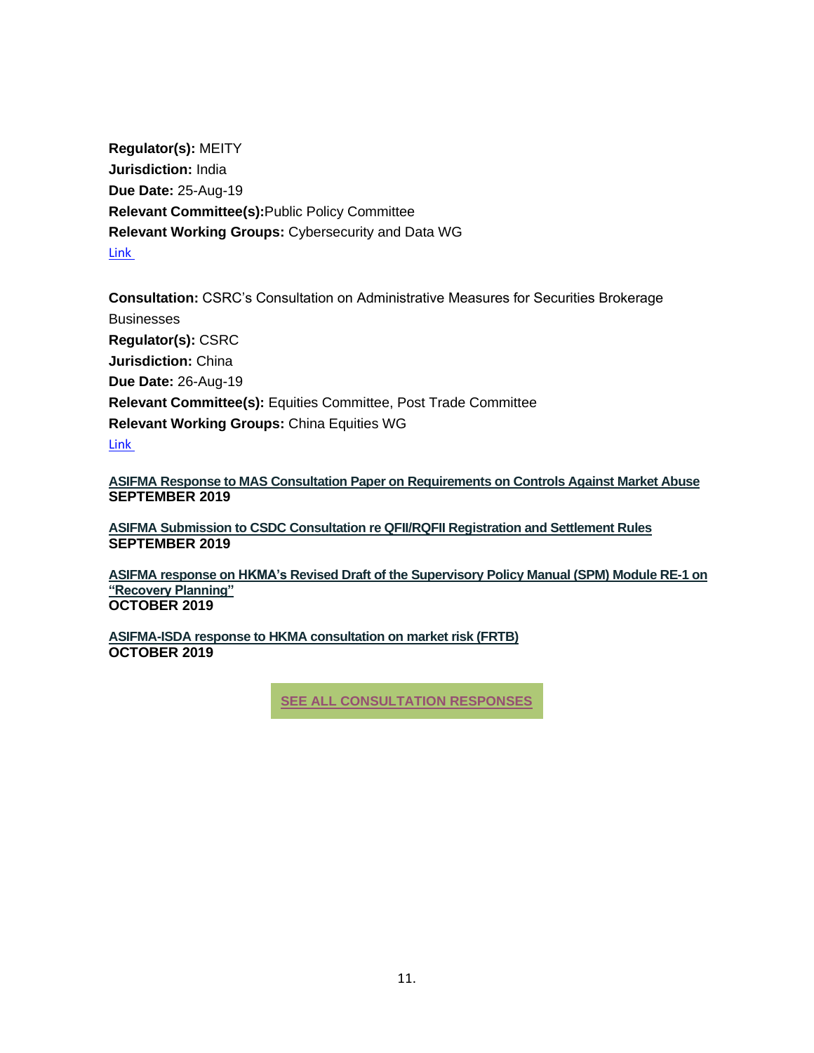**Regulator(s):** MEITY
**Jurisdiction:** India
**Due Date:** 25-Aug-19
**Relevant Committee(s):**Public Policy Committee
**Relevant Working Groups:** Cybersecurity and Data WG
Link

**Consultation:** CSRC's Consultation on Administrative Measures for Securities Brokerage Businesses
**Regulator(s):** CSRC
**Jurisdiction:** China
**Due Date:** 26-Aug-19
**Relevant Committee(s):** Equities Committee, Post Trade Committee
**Relevant Working Groups:** China Equities WG
Link

ASIFMA Response to MAS Consultation Paper on Requirements on Controls Against Market Abuse
**SEPTEMBER 2019**

ASIFMA Submission to CSDC Consultation re QFII/RQFII Registration and Settlement Rules
**SEPTEMBER 2019**

ASIFMA response on HKMA's Revised Draft of the Supervisory Policy Manual (SPM) Module RE-1 on "Recovery Planning"
**OCTOBER 2019**

ASIFMA-ISDA response to HKMA consultation on market risk (FRTB)
**OCTOBER 2019**

**SEE ALL CONSULTATION RESPONSES**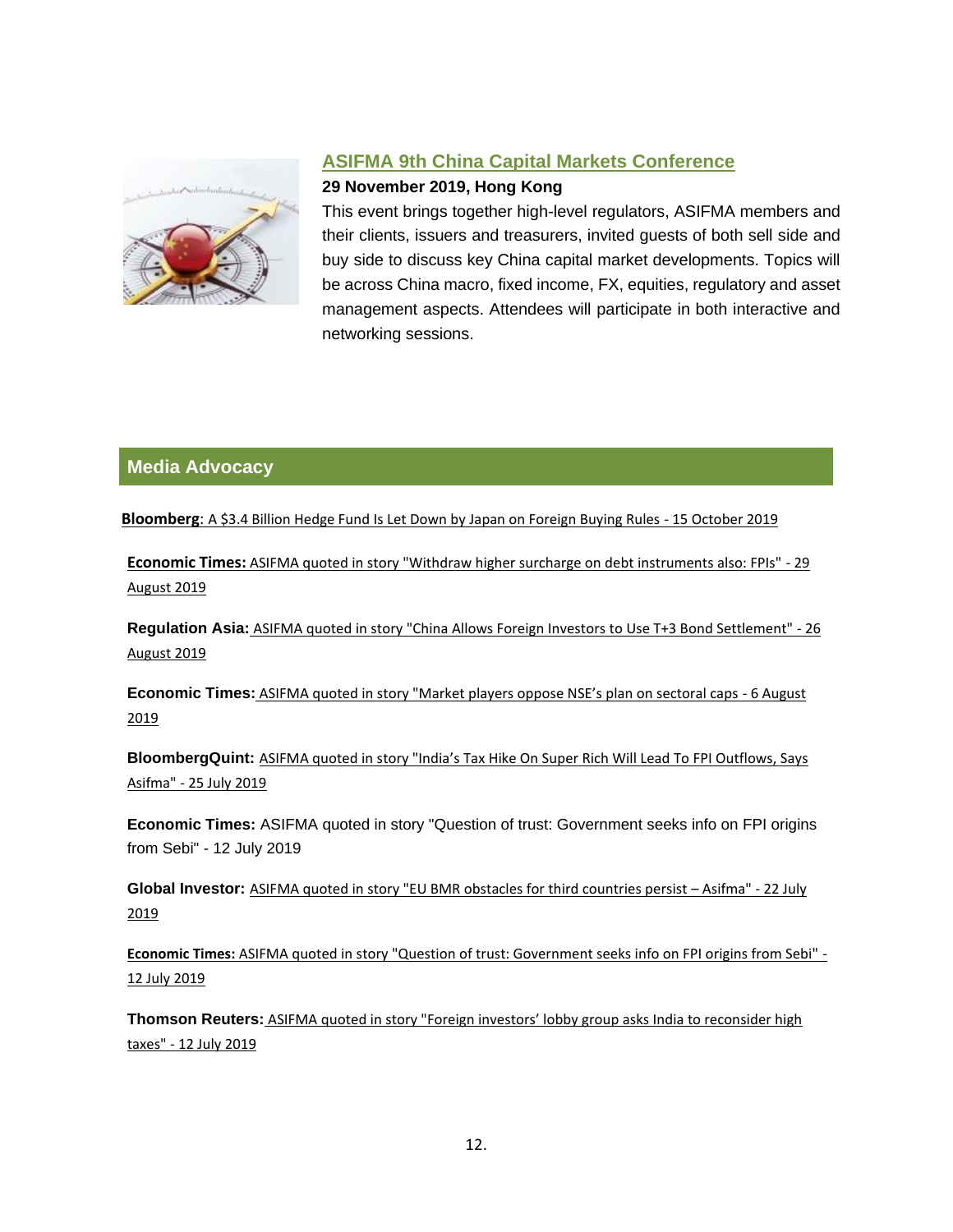### ASIFMA 9th China Capital Markets Conference

**29 November 2019, Hong Kong**

This event brings together high-level regulators, ASIFMA members and their clients, issuers and treasurers, invited guests of both sell side and buy side to discuss key China capital market developments. Topics will be across China macro, fixed income, FX, equities, regulatory and asset management aspects. Attendees will participate in both interactive and networking sessions.

## Media Advocacy

**Bloomberg**: A $3.4 Billion Hedge Fund Is Let Down by Japan on Foreign Buying Rules - 15 October 2019

**Economic Times:** ASIFMA quoted in story "Withdraw higher surcharge on debt instruments also: FPIs" - 29 August 2019

**Regulation Asia:** ASIFMA quoted in story "China Allows Foreign Investors to Use T+3 Bond Settlement" - 26 August 2019

**Economic Times:** ASIFMA quoted in story "Market players oppose NSE's plan on sectoral caps - 6 August 2019

**BloombergQuint:** ASIFMA quoted in story "India's Tax Hike On Super Rich Will Lead To FPI Outflows, Says Asifma" - 25 July 2019

**Economic Times:** ASIFMA quoted in story "Question of trust: Government seeks info on FPI origins from Sebi" - 12 July 2019

**Global Investor:** ASIFMA quoted in story "EU BMR obstacles for third countries persist – Asifma" - 22 July 2019

**Economic Times:** ASIFMA quoted in story "Question of trust: Government seeks info on FPI origins from Sebi" - 12 July 2019

**Thomson Reuters:** ASIFMA quoted in story "Foreign investors' lobby group asks India to reconsider high taxes" - 12 July 2019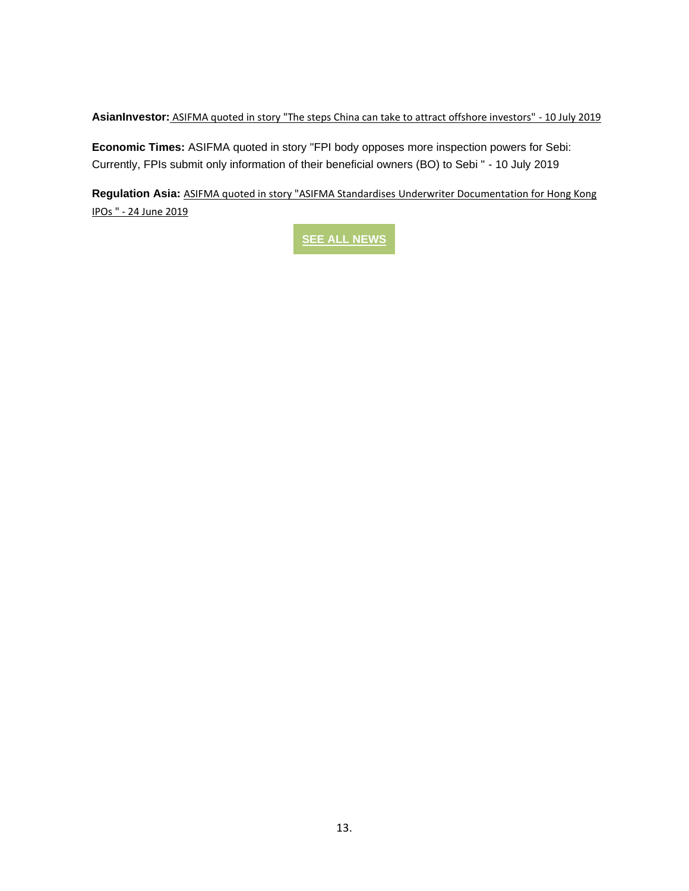**AsianInvestor:** ASIFMA quoted in story "The steps China can take to attract offshore investors" - 10 July 2019

**Economic Times:** ASIFMA quoted in story "FPI body opposes more inspection powers for Sebi: Currently, FPIs submit only information of their beneficial owners (BO) to Sebi " - 10 July 2019

**Regulation Asia:** ASIFMA quoted in story "ASIFMA Standardises Underwriter Documentation for Hong Kong IPOs " - 24 June 2019

**SEE ALL NEWS**